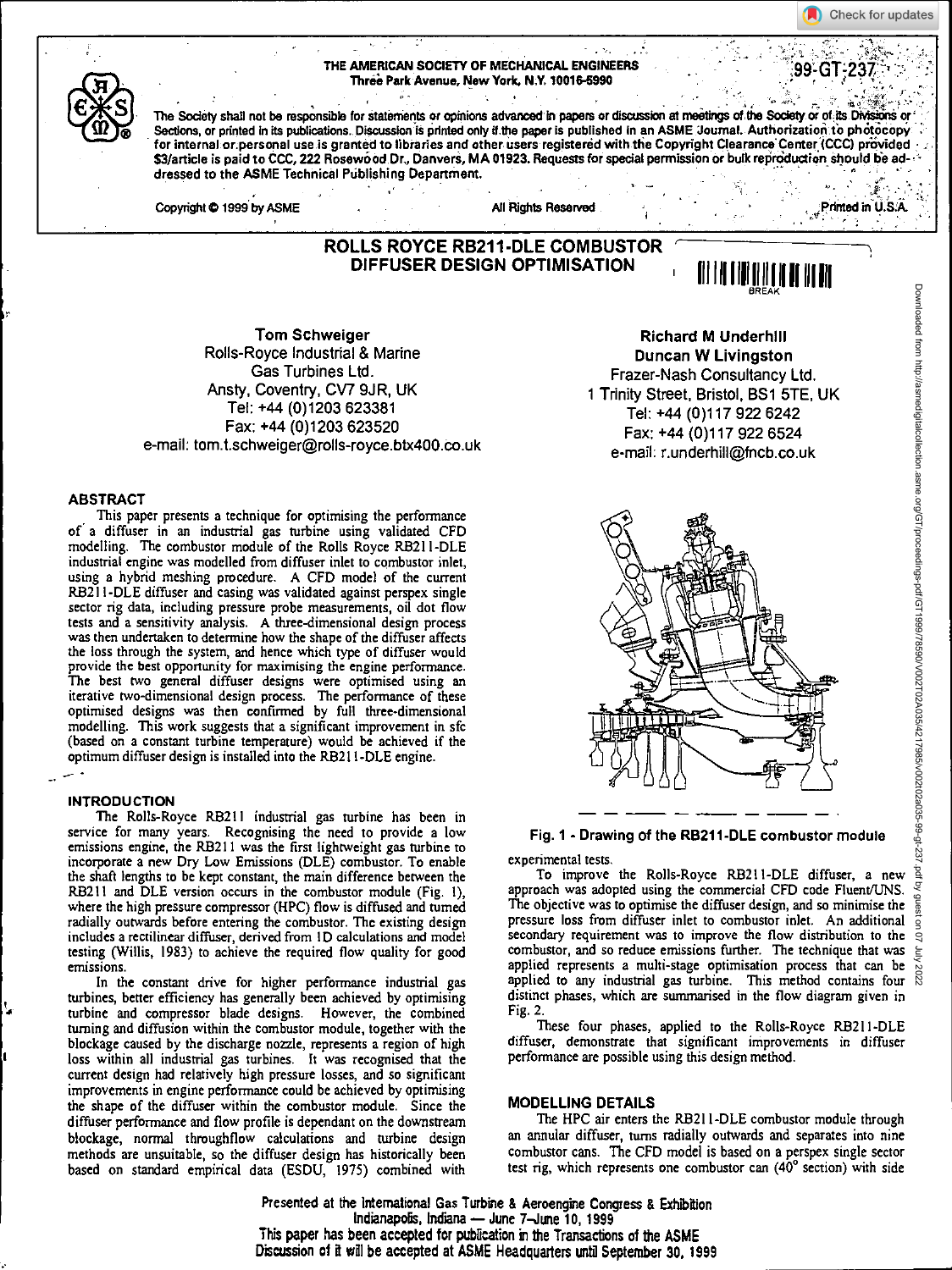THE AMERICAN SOCIETY OF MECHANICAL ENGINEERS
Three Park Avenue, New York, N.Y. 10016-5990

99-GT-237

The Society shall not be responsible for statements or opinions advanced in papers or discussion at meetings of the Society or of its Divisions or Sections, or printed in its publications. Discussion is printed only if the paper is published in an ASME Journal. Authorization to photocopy for internal or personal use is granted to libraries and other users registered with the Copyright Clearance Center (CCC) provided $3/article is paid to CCC, 222 Rosewood Dr., Danvers, MA 01923. Requests for special permission or bulk reproduction should be addressed to the ASME Technical Publishing Department.

Copyright © 1999 by ASME — All Rights Reserved — Printed in U.S.A.

# ROLLS ROYCE RB211-DLE COMBUSTOR DIFFUSER DESIGN OPTIMISATION

**Tom Schweiger**
Rolls-Royce Industrial & Marine Gas Turbines Ltd.
Ansty, Coventry, CV7 9JR, UK
Tel: +44 (0)1203 623381
Fax: +44 (0)1203 623520
e-mail: tom.t.schweiger@rolls-royce.btx400.co.uk

**Richard M Underhill**
**Duncan W Livingston**
Frazer-Nash Consultancy Ltd.
1 Trinity Street, Bristol, BS1 5TE, UK
Tel: +44 (0)117 922 6242
Fax: +44 (0)117 922 6524
e-mail: r.underhill@fncb.co.uk

## ABSTRACT

This paper presents a technique for optimising the performance of a diffuser in an industrial gas turbine using validated CFD modelling. The combustor module of the Rolls Royce RB211-DLE industrial engine was modelled from diffuser inlet to combustor inlet, using a hybrid meshing procedure. A CFD model of the current RB211-DLE diffuser and casing was validated against perspex single sector rig data, including pressure probe measurements, oil dot flow tests and a sensitivity analysis. A three-dimensional design process was then undertaken to determine how the shape of the diffuser affects the loss through the system, and hence which type of diffuser would provide the best opportunity for maximising the engine performance. The best two general diffuser designs were optimised using an iterative two-dimensional design process. The performance of these optimised designs was then confirmed by full three-dimensional modelling. This work suggests that a significant improvement in sfc (based on a constant turbine temperature) would be achieved if the optimum diffuser design is installed into the RB211-DLE engine.

## INTRODUCTION

The Rolls-Royce RB211 industrial gas turbine has been in service for many years. Recognising the need to provide a low emissions engine, the RB211 was the first lightweight gas turbine to incorporate a new Dry Low Emissions (DLE) combustor. To enable the shaft lengths to be kept constant, the main difference between the RB211 and DLE version occurs in the combustor module (Fig. 1), where the high pressure compressor (HPC) flow is diffused and turned radially outwards before entering the combustor. The existing design includes a rectilinear diffuser, derived from 1D calculations and model testing (Willis, 1983) to achieve the required flow quality for good emissions.

In the constant drive for higher performance industrial gas turbines, better efficiency has generally been achieved by optimising turbine and compressor blade designs. However, the combined turning and diffusion within the combustor module, together with the blockage caused by the discharge nozzle, represents a region of high loss within all industrial gas turbines. It was recognised that the current design had relatively high pressure losses, and so significant improvements in engine performance could be achieved by optimising the shape of the diffuser within the combustor module. Since the diffuser performance and flow profile is dependant on the downstream blockage, normal throughflow calculations and turbine design methods are unsuitable, so the diffuser design has historically been based on standard empirical data (ESDU, 1975) combined with experimental tests.

**Fig. 1 - Drawing of the RB211-DLE combustor module**

To improve the Rolls-Royce RB211-DLE diffuser, a new approach was adopted using the commercial CFD code Fluent/UNS. The objective was to optimise the diffuser design, and so minimise the pressure loss from diffuser inlet to combustor inlet. An additional secondary requirement was to improve the flow distribution to the combustor, and so reduce emissions further. The technique that was applied represents a multi-stage optimisation process that can be applied to any industrial gas turbine. This method contains four distinct phases, which are summarised in the flow diagram given in Fig. 2.

These four phases, applied to the Rolls-Royce RB211-DLE diffuser, demonstrate that significant improvements in diffuser performance are possible using this design method.

## MODELLING DETAILS

The HPC air enters the RB211-DLE combustor module through an annular diffuser, turns radially outwards and separates into nine combustor cans. The CFD model is based on a perspex single sector test rig, which represents one combustor can (40° section) with side

Presented at the International Gas Turbine & Aeroengine Congress & Exhibition
Indianapolis, Indiana — June 7–June 10, 1999
This paper has been accepted for publication in the Transactions of the ASME
Discussion of it will be accepted at ASME Headquarters until September 30, 1999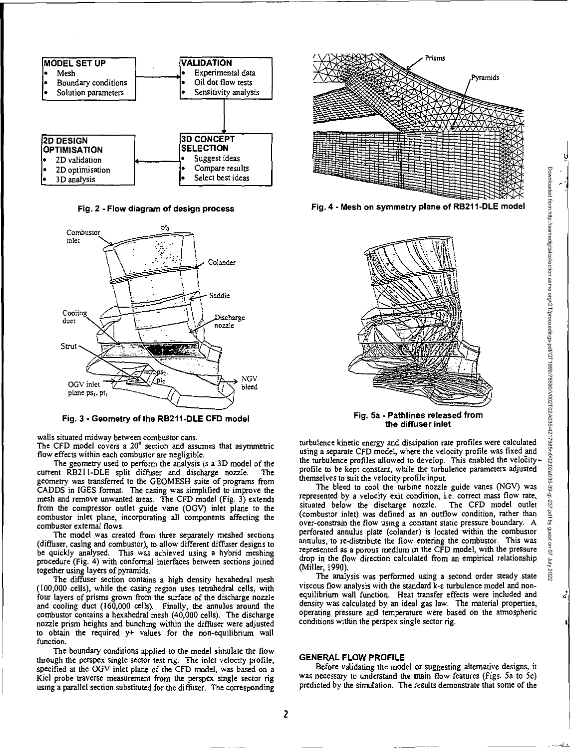**MODEL SET UP**
- Mesh
- Boundary conditions
- Solution parameters

**VALIDATION**
- Experimental data
- Oil dot flow tests
- Sensitivity analysis

**3D CONCEPT SELECTION**
- Suggest ideas
- Compare results
- Select best ideas

**2D DESIGN OPTIMISATION**
- 2D validation
- 2D optimisation
- 3D analysis

**Fig. 2 - Flow diagram of design process**

**Fig. 3 - Geometry of the RB211-DLE CFD model**

**Fig. 4 - Mesh on symmetry plane of RB211-DLE model**

**Fig. 5a - Pathlines released from the diffuser inlet**

walls situated midway between combustor cans.

The CFD model covers a 20° section and assumes that asymmetric flow effects within each combustor are negligible.

The geometry used to perform the analysis is a 3D model of the current RB211-DLE split diffuser and discharge nozzle. The geometry was transferred to the GEOMESH suite of programs from CADDS in IGES format. The casing was simplified to improve the mesh and remove unwanted areas. The CFD model (Fig. 3) extends from the compressor outlet guide vane (OGV) inlet plane to the combustor inlet plane, incorporating all components affecting the combustor external flows.

The model was created from three separately meshed sections (diffuser, casing and combustor), to allow different diffuser designs to be quickly analysed. This was achieved using a hybrid meshing procedure (Fig. 4) with conformal interfaces between sections joined together using layers of pyramids.

The diffuser section contains a high density hexahedral mesh (100,000 cells), while the casing region uses tetrahedral cells, with four layers of prisms grown from the surface of the discharge nozzle and cooling duct (160,000 cells). Finally, the annulus around the combustor contains a hexahedral mesh (40,000 cells). The discharge nozzle prism heights and bunching within the diffuser were adjusted to obtain the required y+ values for the non-equilibrium wall function.

The boundary conditions applied to the model simulate the flow through the perspex single sector test rig. The inlet velocity profile, specified at the OGV inlet plane of the CFD model, was based on a Kiel probe traverse measurement from the perspex single sector rig using a parallel section substituted for the diffuser. The corresponding turbulence kinetic energy and dissipation rate profiles were calculated using a separate CFD model, where the velocity profile was fixed and the turbulence profiles allowed to develop. This enabled the velocity profile to be kept constant, while the turbulence parameters adjusted themselves to suit the velocity profile input.

The bleed to cool the turbine nozzle guide vanes (NGV) was represented by a velocity exit condition, i.e. correct mass flow rate, situated below the discharge nozzle. The CFD model outlet (combustor inlet) was defined as an outflow condition, rather than over-constrain the flow using a constant static pressure boundary. A perforated annulus plate (colander) is located within the combustor annulus, to re-distribute the flow entering the combustor. This was represented as a porous medium in the CFD model, with the pressure drop in the flow direction calculated from an empirical relationship (Miller, 1990).

The analysis was performed using a second order steady state viscous flow analysis with the standard k-ε turbulence model and non-equilibrium wall function. Heat transfer effects were included and density was calculated by an ideal gas law. The material properties, operating pressure and temperature were based on the atmospheric conditions within the perspex single sector rig.

## GENERAL FLOW PROFILE

Before validating the model or suggesting alternative designs, it was necessary to understand the main flow features (Figs. 5a to 5c) predicted by the simulation. The results demonstrate that some of the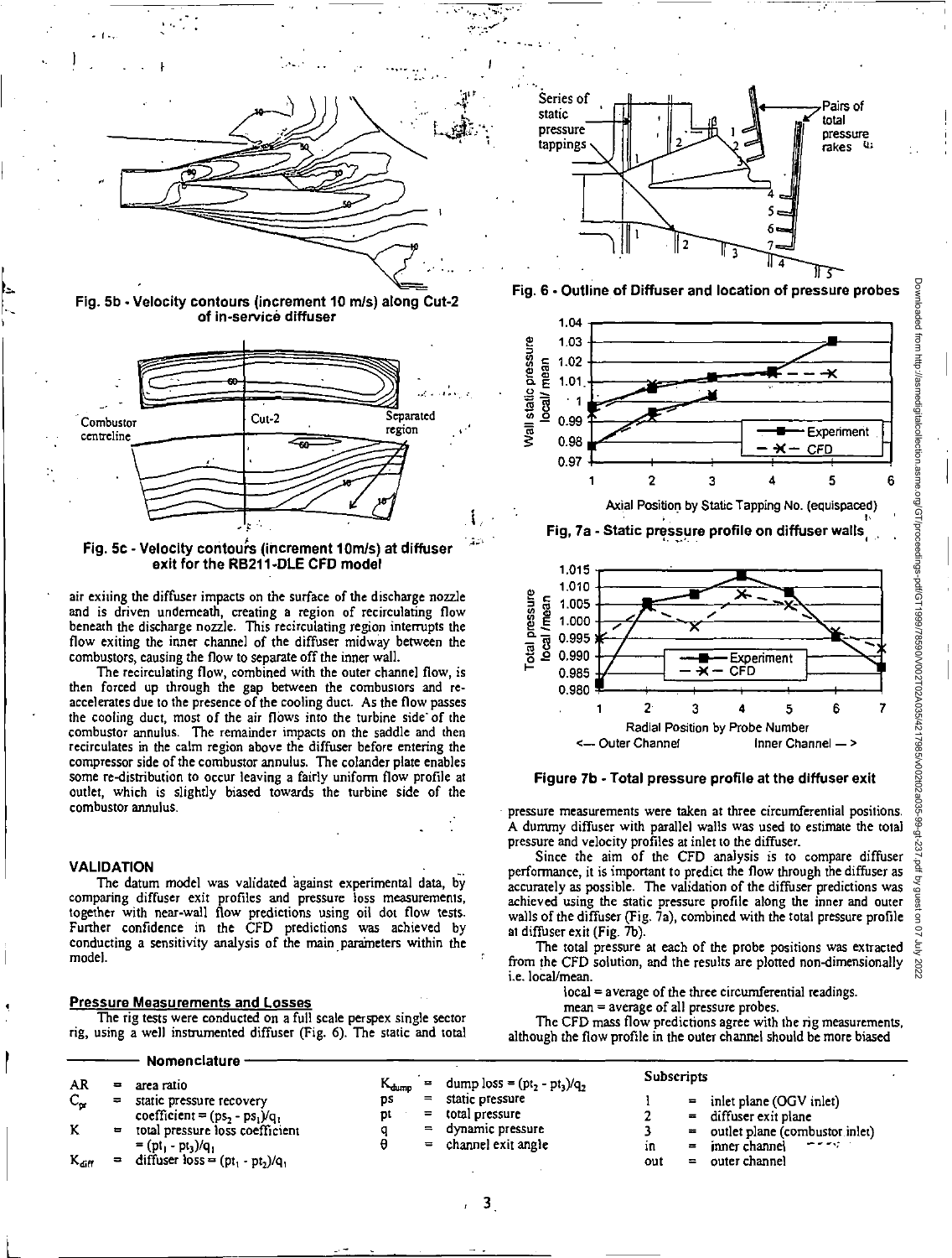Fig. 5b - Velocity contours (increment 10 m/s) along Cut-2 of in-service diffuser

Fig. 5c - Velocity contours (increment 10m/s) at diffuser exit for the RB211-DLE CFD model

air exiting the diffuser impacts on the surface of the discharge nozzle and is driven underneath, creating a region of recirculating flow beneath the discharge nozzle. This recirculating region interrupts the flow exiting the inner channel of the diffuser midway between the combustors, causing the flow to separate off the inner wall.

The recirculating flow, combined with the outer channel flow, is then forced up through the gap between the combustors and re-accelerates due to the presence of the cooling duct. As the flow passes the cooling duct, most of the air flows into the turbine side of the combustor annulus. The remainder impacts on the saddle and then recirculates in the calm region above the diffuser before entering the compressor side of the combustor annulus. The colander plate enables some re-distribution to occur leaving a fairly uniform flow profile at outlet, which is slightly biased towards the turbine side of the combustor annulus.

## VALIDATION

The datum model was validated against experimental data, by comparing diffuser exit profiles and pressure loss measurements, together with near-wall flow predictions using oil dot flow tests. Further confidence in the CFD predictions was achieved by conducting a sensitivity analysis of the main parameters within the model.

### Pressure Measurements and Losses

The rig tests were conducted on a full scale perspex single sector rig, using a well instrumented diffuser (Fig. 6). The static and total pressure measurements were taken at three circumferential positions. A dummy diffuser with parallel walls was used to estimate the total pressure and velocity profiles at inlet to the diffuser.

Fig. 6 - Outline of Diffuser and location of pressure probes

Fig. 7a - Static pressure profile on diffuser walls

Figure 7b - Total pressure profile at the diffuser exit

Since the aim of the CFD analysis is to compare diffuser performance, it is important to predict the flow through the diffuser as accurately as possible. The validation of the diffuser predictions was achieved using the static pressure profile along the inner and outer walls of the diffuser (Fig. 7a), combined with the total pressure profile at diffuser exit (Fig. 7b).

The total pressure at each of the probe positions was extracted from the CFD solution, and the results are plotted non-dimensionally i.e. local/mean.

local = average of the three circumferential readings.
mean = average of all pressure probes.

The CFD mass flow predictions agree with the rig measurements, although the flow profile in the outer channel should be more biased

### Nomenclature

| | | |
|---|---|---|
| AR | = | area ratio |
| $C_{pr}$ | = | static pressure recovery coefficient = $(ps_2 - ps_1)/q_1$ |
| K | = | total pressure loss coefficient = $(pt_1 - pt_3)/q_1$ |
| $K_{diff}$ | = | diffuser loss = $(pt_1 - pt_2)/q_1$ |
| $K_{dump}$ | = | dump loss = $(pt_2 - pt_3)/q_2$ |
| ps | = | static pressure |
| pt | = | total pressure |
| q | = | dynamic pressure |
| $\theta$ | = | channel exit angle |

**Subscripts**

| | | |
|---|---|---|
| 1 | = | inlet plane (OGV inlet) |
| 2 | = | diffuser exit plane |
| 3 | = | outlet plane (combustor inlet) |
| in | = | inner channel |
| out | = | outer channel |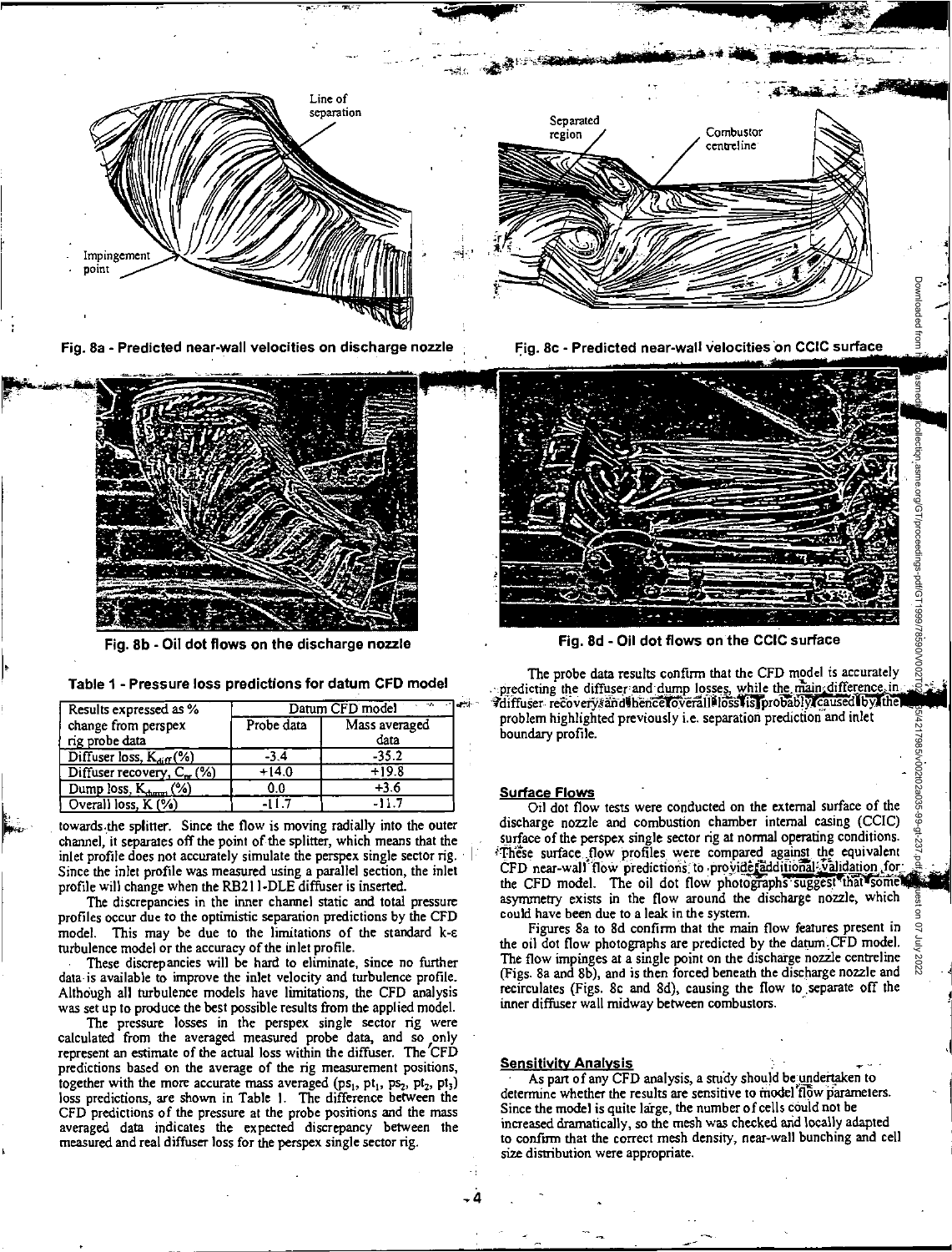Fig. 8a - Predicted near-wall velocities on discharge nozzle

Fig. 8c - Predicted near-wall velocities on CCIC surface

Fig. 8b - Oil dot flows on the discharge nozzle

Fig. 8d - Oil dot flows on the CCIC surface

**Table 1 - Pressure loss predictions for datum CFD model**

| Results expressed as % change from perspex rig probe data | Datum CFD model | |
|---|---|---|
| | Probe data | Mass averaged data |
| Diffuser loss, $K_{diff}$(%) | -3.4 | -35.2 |
| Diffuser recovery, $C_{pr}$ (%) | +14.0 | +19.8 |
| Dump loss, $K_{dump}$ (%) | 0.0 | +3.6 |
| Overall loss, K (%) | -11.7 | -11.7 |

towards the splitter. Since the flow is moving radially into the outer channel, it separates off the point of the splitter, which means that the inlet profile does not accurately simulate the perspex single sector rig. Since the inlet profile was measured using a parallel section, the inlet profile will change when the RB211-DLE diffuser is inserted.

The discrepancies in the inner channel static and total pressure profiles occur due to the optimistic separation predictions by the CFD model. This may be due to the limitations of the standard k-ε turbulence model or the accuracy of the inlet profile.

These discrepancies will be hard to eliminate, since no further data is available to improve the inlet velocity and turbulence profile. Although all turbulence models have limitations, the CFD analysis was set up to produce the best possible results from the applied model.

The pressure losses in the perspex single sector rig were calculated from the averaged measured probe data, and so only represent an estimate of the actual loss within the diffuser. The CFD predictions based on the average of the rig measurement positions, together with the more accurate mass averaged ($ps_1$, $pt_1$, $ps_2$, $pt_2$, $pt_3$) loss predictions, are shown in Table 1. The difference between the CFD predictions of the pressure at the probe positions and the mass averaged data indicates the expected discrepancy between the measured and real diffuser loss for the perspex single sector rig.

The probe data results confirm that the CFD model is accurately predicting the diffuser and dump losses, while the main difference in diffuser recovery and hence overall loss is probably caused by the problem highlighted previously i.e. separation prediction and inlet boundary profile.

## Surface Flows

Oil dot flow tests were conducted on the external surface of the discharge nozzle and combustion chamber internal casing (CCIC) surface of the perspex single sector rig at normal operating conditions. These surface flow profiles were compared against the equivalent CFD near-wall flow predictions to provide additional validation for the CFD model. The oil dot flow photographs suggest that some asymmetry exists in the flow around the discharge nozzle, which could have been due to a leak in the system.

Figures 8a to 8d confirm that the main flow features present in the oil dot flow photographs are predicted by the datum CFD model. The flow impinges at a single point on the discharge nozzle centreline (Figs. 8a and 8b), and is then forced beneath the discharge nozzle and recirculates (Figs. 8c and 8d), causing the flow to separate off the inner diffuser wall midway between combustors.

## Sensitivity Analysis

As part of any CFD analysis, a study should be undertaken to determine whether the results are sensitive to model flow parameters. Since the model is quite large, the number of cells could not be increased dramatically, so the mesh was checked and locally adapted to confirm that the correct mesh density, near-wall bunching and cell size distribution were appropriate.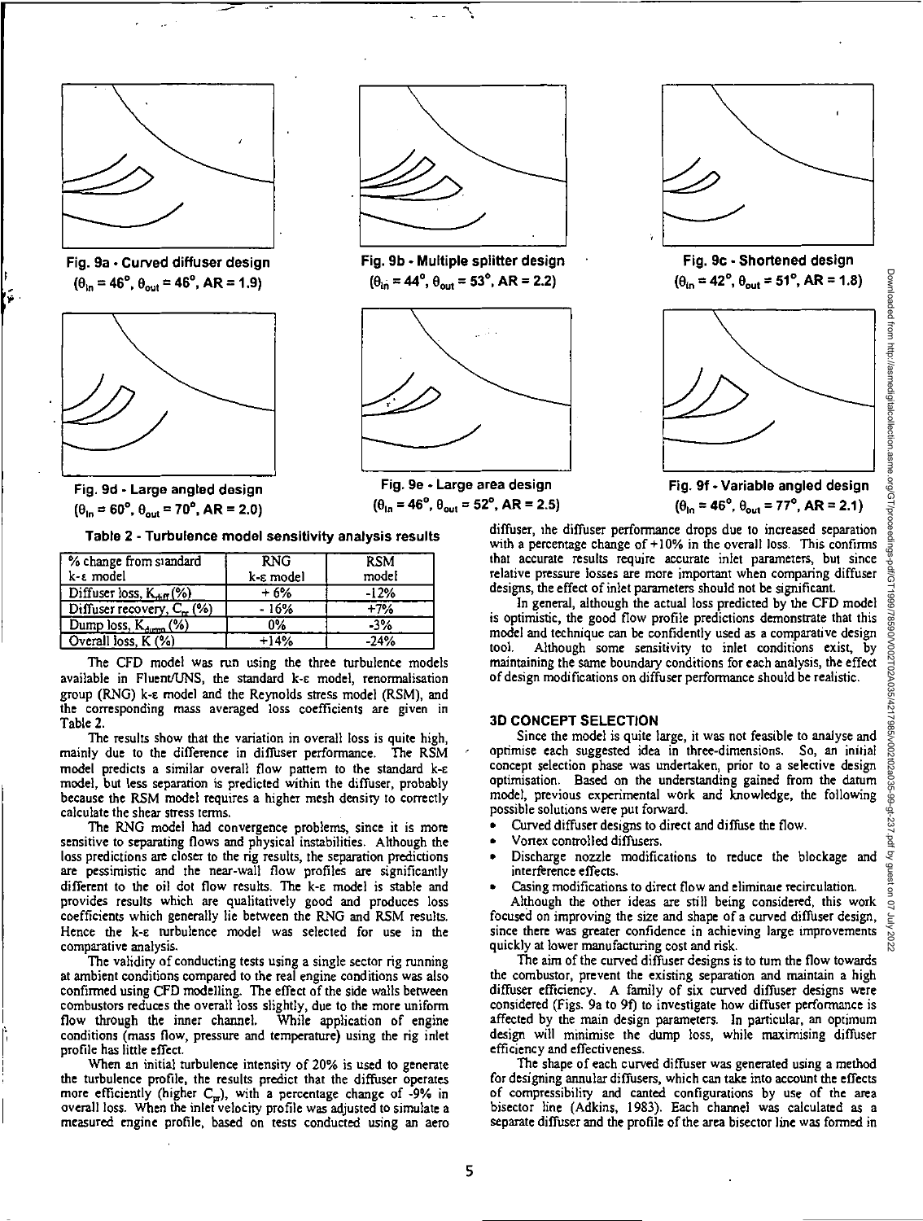Fig. 9a - Curved diffuser design ($\theta_{in}$ = 46°, $\theta_{out}$ = 46°, AR = 1.9)

Fig. 9b - Multiple splitter design ($\theta_{in}$ = 44°, $\theta_{out}$ = 53°, AR = 2.2)

Fig. 9c - Shortened design ($\theta_{in}$ = 42°, $\theta_{out}$ = 51°, AR = 1.8)

Fig. 9d - Large angled design ($\theta_{in}$ = 60°, $\theta_{out}$ = 70°, AR = 2.0)

Fig. 9e - Large area design ($\theta_{in}$ = 46°, $\theta_{out}$ = 52°, AR = 2.5)

Fig. 9f - Variable angled design ($\theta_{in}$ = 46°, $\theta_{out}$ = 77°, AR = 2.1)

**Table 2 - Turbulence model sensitivity analysis results**

| % change from standard k-ε model | RNG k-ε model | RSM model |
|---|---|---|
| Diffuser loss, $K_{diff}$ (%) | + 6% | -12% |
| Diffuser recovery, $C_{pr}$ (%) | - 16% | +7% |
| Dump loss, $K_{dump}$ (%) | 0% | -3% |
| Overall loss, K (%) | +14% | -24% |

The CFD model was run using the three turbulence models available in Fluent/UNS, the standard k-ε model, renormalisation group (RNG) k-ε model and the Reynolds stress model (RSM), and the corresponding mass averaged loss coefficients are given in Table 2.

The results show that the variation in overall loss is quite high, mainly due to the difference in diffuser performance. The RSM model predicts a similar overall flow pattern to the standard k-ε model, but less separation is predicted within the diffuser, probably because the RSM model requires a higher mesh density to correctly calculate the shear stress terms.

The RNG model had convergence problems, since it is more sensitive to separating flows and physical instabilities. Although the loss predictions are closer to the rig results, the separation predictions are pessimistic and the near-wall flow profiles are significantly different to the oil dot flow results. The k-ε model is stable and provides results which are qualitatively good and produces loss coefficients which generally lie between the RNG and RSM results. Hence the k-ε turbulence model was selected for use in the comparative analysis.

The validity of conducting tests using a single sector rig running at ambient conditions compared to the real engine conditions was also confirmed using CFD modelling. The effect of the side walls between combustors reduces the overall loss slightly, due to the more uniform flow through the inner channel. While application of engine conditions (mass flow, pressure and temperature) using the rig inlet profile has little effect.

When an initial turbulence intensity of 20% is used to generate the turbulence profile, the results predict that the diffuser operates more efficiently (higher $C_{pr}$), with a percentage change of -9% in overall loss. When the inlet velocity profile was adjusted to simulate a measured engine profile, based on tests conducted using an aero diffuser, the diffuser performance drops due to increased separation with a percentage change of +10% in the overall loss. This confirms that accurate results require accurate inlet parameters, but since relative pressure losses are more important when comparing diffuser designs, the effect of inlet parameters should not be significant.

In general, although the actual loss predicted by the CFD model is optimistic, the good flow profile predictions demonstrate that this model and technique can be confidently used as a comparative design tool. Although some sensitivity to inlet conditions exist, by maintaining the same boundary conditions for each analysis, the effect of design modifications on diffuser performance should be realistic.

### 3D CONCEPT SELECTION

Since the model is quite large, it was not feasible to analyse and optimise each suggested idea in three-dimensions. So, an initial concept selection phase was undertaken, prior to a selective design optimisation. Based on the understanding gained from the datum model, previous experimental work and knowledge, the following possible solutions were put forward.

- Curved diffuser designs to direct and diffuse the flow.
- Vortex controlled diffusers.
- Discharge nozzle modifications to reduce the blockage and interference effects.
- Casing modifications to direct flow and eliminate recirculation.

Although the other ideas are still being considered, this work focused on improving the size and shape of a curved diffuser design, since there was greater confidence in achieving large improvements quickly at lower manufacturing cost and risk.

The aim of the curved diffuser designs is to turn the flow towards the combustor, prevent the existing separation and maintain a high diffuser efficiency. A family of six curved diffuser designs were considered (Figs. 9a to 9f) to investigate how diffuser performance is affected by the main design parameters. In particular, an optimum design will minimise the dump loss, while maximising diffuser efficiency and effectiveness.

The shape of each curved diffuser was generated using a method for designing annular diffusers, which can take into account the effects of compressibility and canted configurations by use of the area bisector line (Adkins, 1983). Each channel was calculated as a separate diffuser and the profile of the area bisector line was formed in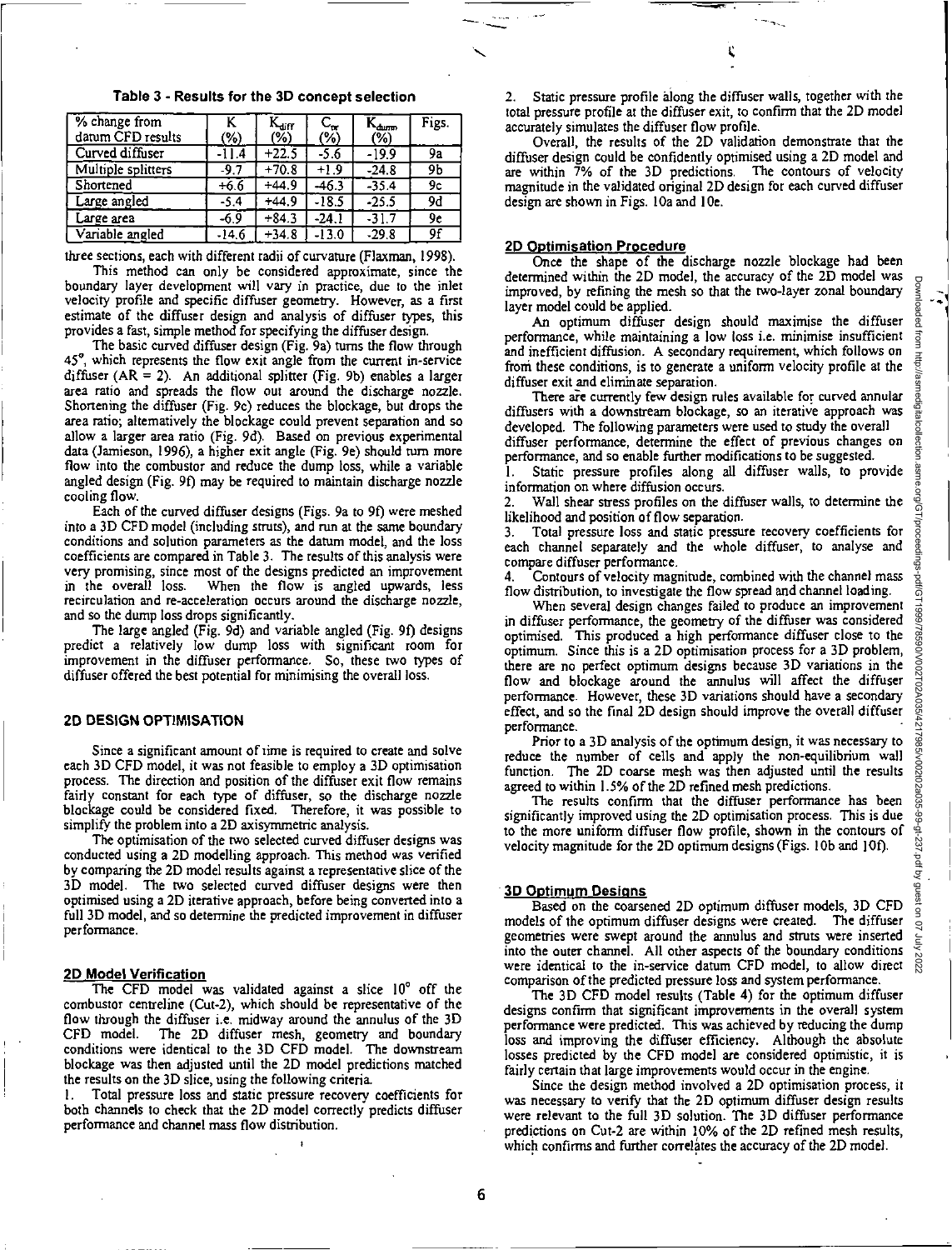**Table 3 - Results for the 3D concept selection**

| % change from datum CFD results | K (%) | $K_{diff}$ (%) | $C_{pr}$ (%) | $K_{dump}$ (%) | Figs. |
|---|---|---|---|---|---|
| Curved diffuser | -11.4 | +22.5 | -5.6 | -19.9 | 9a |
| Multiple splitters | -9.7 | +70.8 | +1.9 | -24.8 | 9b |
| Shortened | +6.6 | +44.9 | -46.3 | -35.4 | 9c |
| Large angled | -5.4 | +44.9 | -18.5 | -25.5 | 9d |
| Large area | -6.9 | +84.3 | -24.1 | -31.7 | 9e |
| Variable angled | -14.6 | +34.8 | -13.0 | -29.8 | 9f |

three sections, each with different radii of curvature (Flaxman, 1998).

This method can only be considered approximate, since the boundary layer development will vary in practice, due to the inlet velocity profile and specific diffuser geometry. However, as a first estimate of the diffuser design and analysis of diffuser types, this provides a fast, simple method for specifying the diffuser design.

The basic curved diffuser design (Fig. 9a) turns the flow through 45°, which represents the flow exit angle from the current in-service diffuser (AR = 2). An additional splitter (Fig. 9b) enables a larger area ratio and spreads the flow out around the discharge nozzle. Shortening the diffuser (Fig. 9c) reduces the blockage, but drops the area ratio; alternatively the blockage could prevent separation and so allow a larger area ratio (Fig. 9d). Based on previous experimental data (Jamieson, 1996), a higher exit angle (Fig. 9e) should turn more flow into the combustor and reduce the dump loss, while a variable angled design (Fig. 9f) may be required to maintain discharge nozzle cooling flow.

Each of the curved diffuser designs (Figs. 9a to 9f) were meshed into a 3D CFD model (including struts), and run at the same boundary conditions and solution parameters as the datum model, and the loss coefficients are compared in Table 3. The results of this analysis were very promising, since most of the designs predicted an improvement in the overall loss. When the flow is angled upwards, less recirculation and re-acceleration occurs around the discharge nozzle, and so the dump loss drops significantly.

The large angled (Fig. 9d) and variable angled (Fig. 9f) designs predict a relatively low dump loss with significant room for improvement in the diffuser performance. So, these two types of diffuser offered the best potential for minimising the overall loss.

## 2D DESIGN OPTIMISATION

Since a significant amount of time is required to create and solve each 3D CFD model, it was not feasible to employ a 3D optimisation process. The direction and position of the diffuser exit flow remains fairly constant for each type of diffuser, so the discharge nozzle blockage could be considered fixed. Therefore, it was possible to simplify the problem into a 2D axisymmetric analysis.

The optimisation of the two selected curved diffuser designs was conducted using a 2D modelling approach. This method was verified by comparing the 2D model results against a representative slice of the 3D model. The two selected curved diffuser designs were then optimised using a 2D iterative approach, before being converted into a full 3D model, and so determine the predicted improvement in diffuser performance.

### 2D Model Verification

The CFD model was validated against a slice 10° off the combustor centreline (Cut-2), which should be representative of the flow through the diffuser i.e. midway around the annulus of the 3D CFD model. The 2D diffuser mesh, geometry and boundary conditions were identical to the 3D CFD model. The downstream blockage was then adjusted until the 2D model predictions matched the results on the 3D slice, using the following criteria.

1. Total pressure loss and static pressure recovery coefficients for both channels to check that the 2D model correctly predicts diffuser performance and channel mass flow distribution.
2. Static pressure profile along the diffuser walls, together with the total pressure profile at the diffuser exit, to confirm that the 2D model accurately simulates the diffuser flow profile.

Overall, the results of the 2D validation demonstrate that the diffuser design could be confidently optimised using a 2D model and are within 7% of the 3D predictions. The contours of velocity magnitude in the validated original 2D design for each curved diffuser design are shown in Figs. 10a and 10e.

### 2D Optimisation Procedure

Once the shape of the discharge nozzle blockage had been determined within the 2D model, the accuracy of the 2D model was improved, by refining the mesh so that the two-layer zonal boundary layer model could be applied.

An optimum diffuser design should maximise the diffuser performance, while maintaining a low loss i.e. minimise insufficient and inefficient diffusion. A secondary requirement, which follows on from these conditions, is to generate a uniform velocity profile at the diffuser exit and eliminate separation.

There are currently few design rules available for curved annular diffusers with a downstream blockage, so an iterative approach was developed. The following parameters were used to study the overall diffuser performance, determine the effect of previous changes on performance, and so enable further modifications to be suggested.

1. Static pressure profiles along all diffuser walls, to provide information on where diffusion occurs.
2. Wall shear stress profiles on the diffuser walls, to determine the likelihood and position of flow separation.
3. Total pressure loss and static pressure recovery coefficients for each channel separately and the whole diffuser, to analyse and compare diffuser performance.
4. Contours of velocity magnitude, combined with the channel mass flow distribution, to investigate the flow spread and channel loading.

When several design changes failed to produce an improvement in diffuser performance, the geometry of the diffuser was considered optimised. This produced a high performance diffuser close to the optimum. Since this is a 2D optimisation process for a 3D problem, there are no perfect optimum designs because 3D variations in the flow and blockage around the annulus will affect the diffuser performance. However, these 3D variations should have a secondary effect, and so the final 2D design should improve the overall diffuser performance.

Prior to a 3D analysis of the optimum design, it was necessary to reduce the number of cells and apply the non-equilibrium wall function. The 2D coarse mesh was then adjusted until the results agreed to within 1.5% of the 2D refined mesh predictions.

The results confirm that the diffuser performance has been significantly improved using the 2D optimisation process. This is due to the more uniform diffuser flow profile, shown in the contours of velocity magnitude for the 2D optimum designs (Figs. 10b and 10f).

### 3D Optimum Designs

Based on the coarsened 2D optimum diffuser models, 3D CFD models of the optimum diffuser designs were created. The diffuser geometries were swept around the annulus and struts were inserted into the outer channel. All other aspects of the boundary conditions were identical to the in-service datum CFD model, to allow direct comparison of the predicted pressure loss and system performance.

The 3D CFD model results (Table 4) for the optimum diffuser designs confirm that significant improvements in the overall system performance were predicted. This was achieved by reducing the dump loss and improving the diffuser efficiency. Although the absolute losses predicted by the CFD model are considered optimistic, it is fairly certain that large improvements would occur in the engine.

Since the design method involved a 2D optimisation process, it was necessary to verify that the 2D optimum diffuser design results were relevant to the full 3D solution. The 3D diffuser performance predictions on Cut-2 are within 10% of the 2D refined mesh results, which confirms and further correlates the accuracy of the 2D model.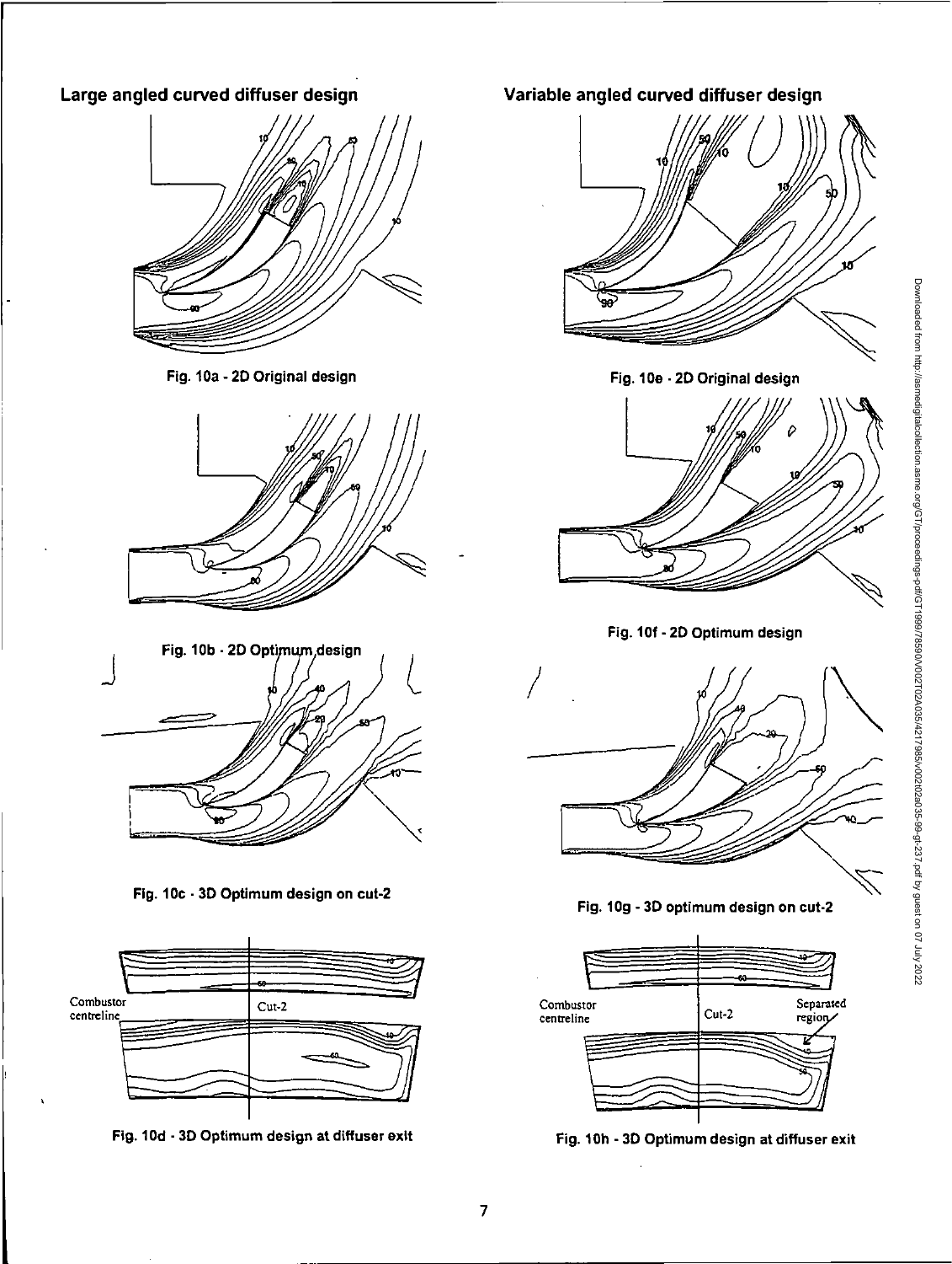## Large angled curved diffuser design

Fig. 10a - 2D Original design

Fig. 10b - 2D Optimum design

Fig. 10c - 3D Optimum design on cut-2

Fig. 10d - 3D Optimum design at diffuser exit

## Variable angled curved diffuser design

Fig. 10e - 2D Original design

Fig. 10f - 2D Optimum design

Fig. 10g - 3D optimum design on cut-2

Fig. 10h - 3D Optimum design at diffuser exit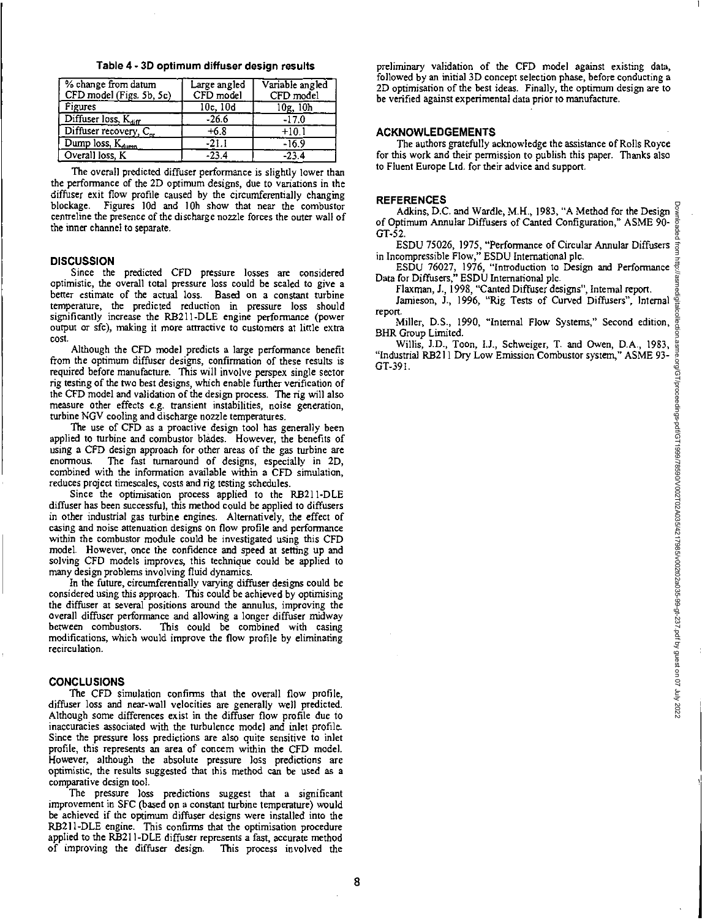**Table 4 - 3D optimum diffuser design results**

| % change from datum CFD model (Figs. 5b, 5c) | Large angled CFD model | Variable angled CFD model |
|---|---|---|
| Figures | 10c, 10d | 10g, 10h |
| Diffuser loss, $K_{diff}$ | -26.6 | -17.0 |
| Diffuser recovery, $C_{pr}$ | +6.8 | +10.1 |
| Dump loss, $K_{dump}$ | -21.1 | -16.9 |
| Overall loss, K | -23.4 | -23.4 |

The overall predicted diffuser performance is slightly lower than the performance of the 2D optimum designs, due to variations in the diffuser exit flow profile caused by the circumferentially changing blockage. Figures 10d and 10h show that near the combustor centreline the presence of the discharge nozzle forces the outer wall of the inner channel to separate.

## DISCUSSION

Since the predicted CFD pressure losses are considered optimistic, the overall total pressure loss could be scaled to give a better estimate of the actual loss. Based on a constant turbine temperature, the predicted reduction in pressure loss should significantly increase the RB211-DLE engine performance (power output or sfc), making it more attractive to customers at little extra cost.

Although the CFD model predicts a large performance benefit from the optimum diffuser designs, confirmation of these results is required before manufacture. This will involve perspex single sector rig testing of the two best designs, which enable further verification of the CFD model and validation of the design process. The rig will also measure other effects e.g. transient instabilities, noise generation, turbine NGV cooling and discharge nozzle temperatures.

The use of CFD as a proactive design tool has generally been applied to turbine and combustor blades. However, the benefits of using a CFD design approach for other areas of the gas turbine are enormous. The fast turnaround of designs, especially in 2D, combined with the information available within a CFD simulation, reduces project timescales, costs and rig testing schedules.

Since the optimisation process applied to the RB211-DLE diffuser has been successful, this method could be applied to diffusers in other industrial gas turbine engines. Alternatively, the effect of casing and noise attenuation designs on flow profile and performance within the combustor module could be investigated using this CFD model. However, once the confidence and speed at setting up and solving CFD models improves, this technique could be applied to many design problems involving fluid dynamics.

In the future, circumferentially varying diffuser designs could be considered using this approach. This could be achieved by optimising the diffuser at several positions around the annulus, improving the overall diffuser performance and allowing a longer diffuser midway between combustors. This could be combined with casing modifications, which would improve the flow profile by eliminating recirculation.

## CONCLUSIONS

The CFD simulation confirms that the overall flow profile, diffuser loss and near-wall velocities are generally well predicted. Although some differences exist in the diffuser flow profile due to inaccuracies associated with the turbulence model and inlet profile. Since the pressure loss predictions are also quite sensitive to inlet profile, this represents an area of concern within the CFD model. However, although the absolute pressure loss predictions are optimistic, the results suggested that this method can be used as a comparative design tool.

The pressure loss predictions suggest that a significant improvement in SFC (based on a constant turbine temperature) would be achieved if the optimum diffuser designs were installed into the RB211-DLE engine. This confirms that the optimisation procedure applied to the RB211-DLE diffuser represents a fast, accurate method of improving the diffuser design. This process involved the preliminary validation of the CFD model against existing data, followed by an initial 3D concept selection phase, before conducting a 2D optimisation of the best ideas. Finally, the optimum design are to be verified against experimental data prior to manufacture.

## ACKNOWLEDGEMENTS

The authors gratefully acknowledge the assistance of Rolls Royce for this work and their permission to publish this paper. Thanks also to Fluent Europe Ltd. for their advice and support.

## REFERENCES

Adkins, D.C. and Wardle, M.H., 1983, "A Method for the Design of Optimum Annular Diffusers of Canted Configuration," ASME 90-GT-52.

ESDU 75026, 1975, "Performance of Circular Annular Diffusers in Incompressible Flow," ESDU International plc.

ESDU 76027, 1976, "Introduction to Design and Performance Data for Diffusers," ESDU International plc.

Flaxman, J., 1998, "Canted Diffuser designs", Internal report.

Jamieson, J., 1996, "Rig Tests of Curved Diffusers", Internal report.

Miller, D.S., 1990, "Internal Flow Systems," Second edition, BHR Group Limited.

Willis, J.D., Toon, I.J., Schweiger, T. and Owen, D.A., 1983, "Industrial RB211 Dry Low Emission Combustor system," ASME 93-GT-391.